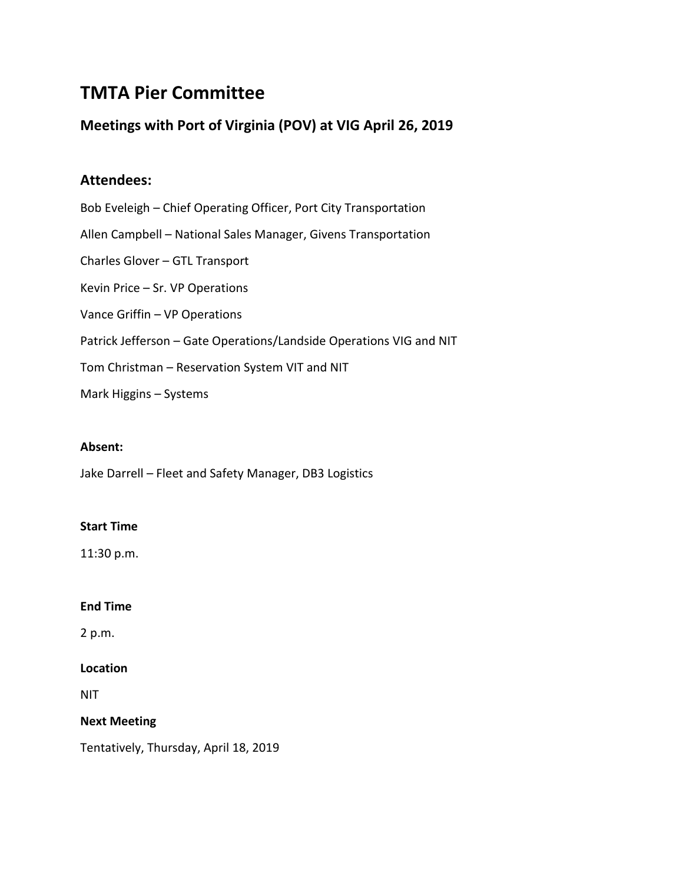# TMTA Pier Committee

## Meetings with Port of Virginia (POV) at VIG April 26, 2019

## Attendees:

Bob Eveleigh – Chief Operating Officer, Port City Transportation

Allen Campbell – National Sales Manager, Givens Transportation

Charles Glover – GTL Transport

Kevin Price – Sr. VP Operations

Vance Griffin – VP Operations

Patrick Jefferson – Gate Operations/Landside Operations VIG and NIT

Tom Christman – Reservation System VIT and NIT

Mark Higgins – Systems

**Absent:**

Jake Darrell – Fleet and Safety Manager, DB3 Logistics

**Start Time**

11:30 p.m.

**End Time**

2 p.m.

**Location**

NIT

**Next Meeting**

Tentatively, Thursday, April 18, 2019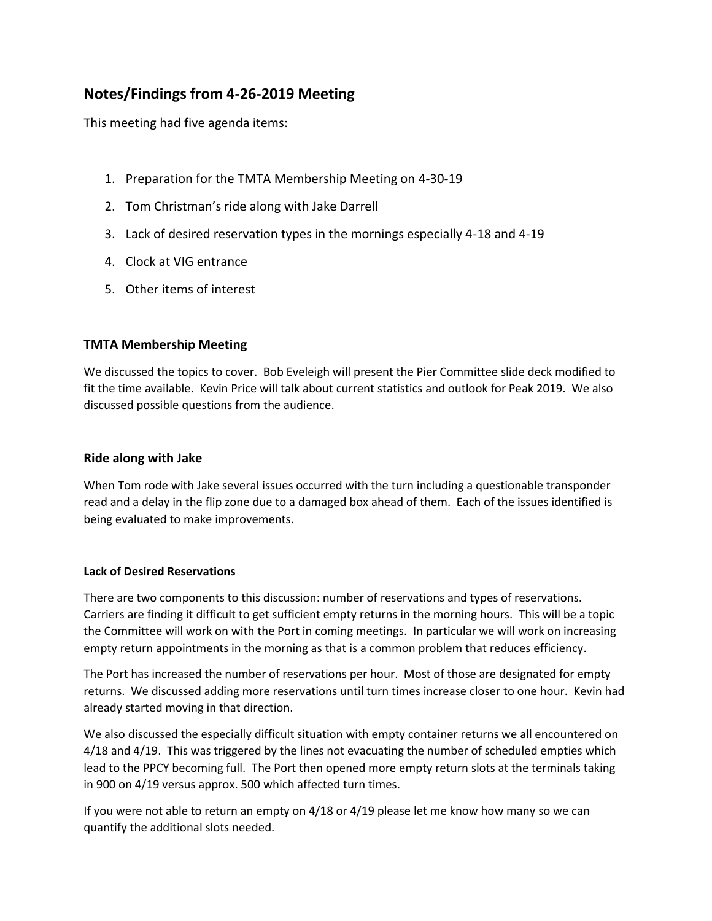## Notes/Findings from 4-26-2019 Meeting

This meeting had five agenda items:

1. Preparation for the TMTA Membership Meeting on 4-30-19
2. Tom Christman's ride along with Jake Darrell
3. Lack of desired reservation types in the mornings especially 4-18 and 4-19
4. Clock at VIG entrance
5. Other items of interest

### TMTA Membership Meeting

We discussed the topics to cover. Bob Eveleigh will present the Pier Committee slide deck modified to fit the time available. Kevin Price will talk about current statistics and outlook for Peak 2019. We also discussed possible questions from the audience.

### Ride along with Jake

When Tom rode with Jake several issues occurred with the turn including a questionable transponder read and a delay in the flip zone due to a damaged box ahead of them. Each of the issues identified is being evaluated to make improvements.

#### Lack of Desired Reservations

There are two components to this discussion: number of reservations and types of reservations. Carriers are finding it difficult to get sufficient empty returns in the morning hours. This will be a topic the Committee will work on with the Port in coming meetings. In particular we will work on increasing empty return appointments in the morning as that is a common problem that reduces efficiency.

The Port has increased the number of reservations per hour. Most of those are designated for empty returns. We discussed adding more reservations until turn times increase closer to one hour. Kevin had already started moving in that direction.

We also discussed the especially difficult situation with empty container returns we all encountered on 4/18 and 4/19. This was triggered by the lines not evacuating the number of scheduled empties which lead to the PPCY becoming full. The Port then opened more empty return slots at the terminals taking in 900 on 4/19 versus approx. 500 which affected turn times.

If you were not able to return an empty on 4/18 or 4/19 please let me know how many so we can quantify the additional slots needed.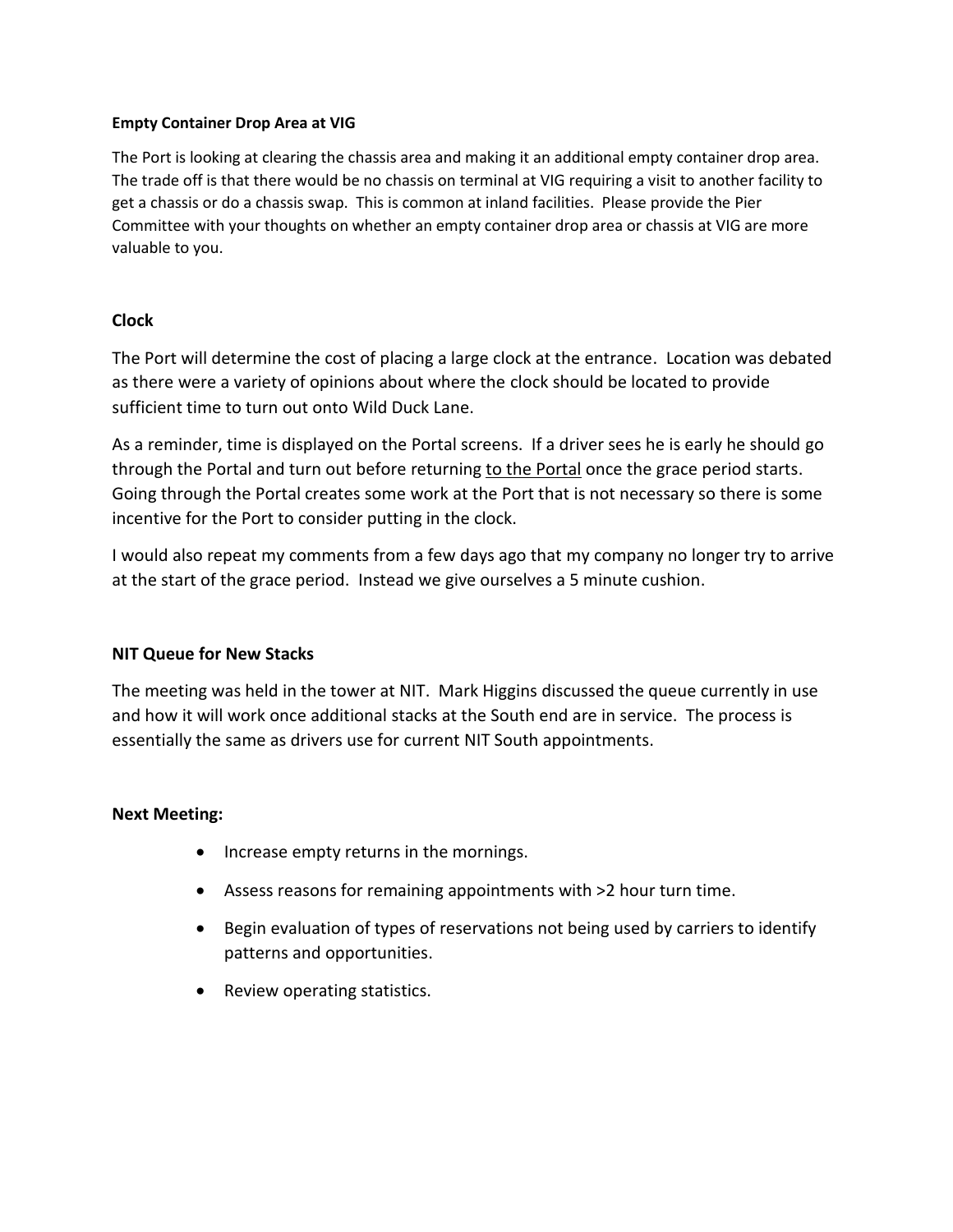**Empty Container Drop Area at VIG**

The Port is looking at clearing the chassis area and making it an additional empty container drop area. The trade off is that there would be no chassis on terminal at VIG requiring a visit to another facility to get a chassis or do a chassis swap. This is common at inland facilities. Please provide the Pier Committee with your thoughts on whether an empty container drop area or chassis at VIG are more valuable to you.

**Clock**

The Port will determine the cost of placing a large clock at the entrance. Location was debated as there were a variety of opinions about where the clock should be located to provide sufficient time to turn out onto Wild Duck Lane.

As a reminder, time is displayed on the Portal screens. If a driver sees he is early he should go through the Portal and turn out before returning to the Portal once the grace period starts. Going through the Portal creates some work at the Port that is not necessary so there is some incentive for the Port to consider putting in the clock.

I would also repeat my comments from a few days ago that my company no longer try to arrive at the start of the grace period. Instead we give ourselves a 5 minute cushion.

**NIT Queue for New Stacks**

The meeting was held in the tower at NIT. Mark Higgins discussed the queue currently in use and how it will work once additional stacks at the South end are in service. The process is essentially the same as drivers use for current NIT South appointments.

**Next Meeting:**

- Increase empty returns in the mornings.
- Assess reasons for remaining appointments with >2 hour turn time.
- Begin evaluation of types of reservations not being used by carriers to identify patterns and opportunities.
- Review operating statistics.